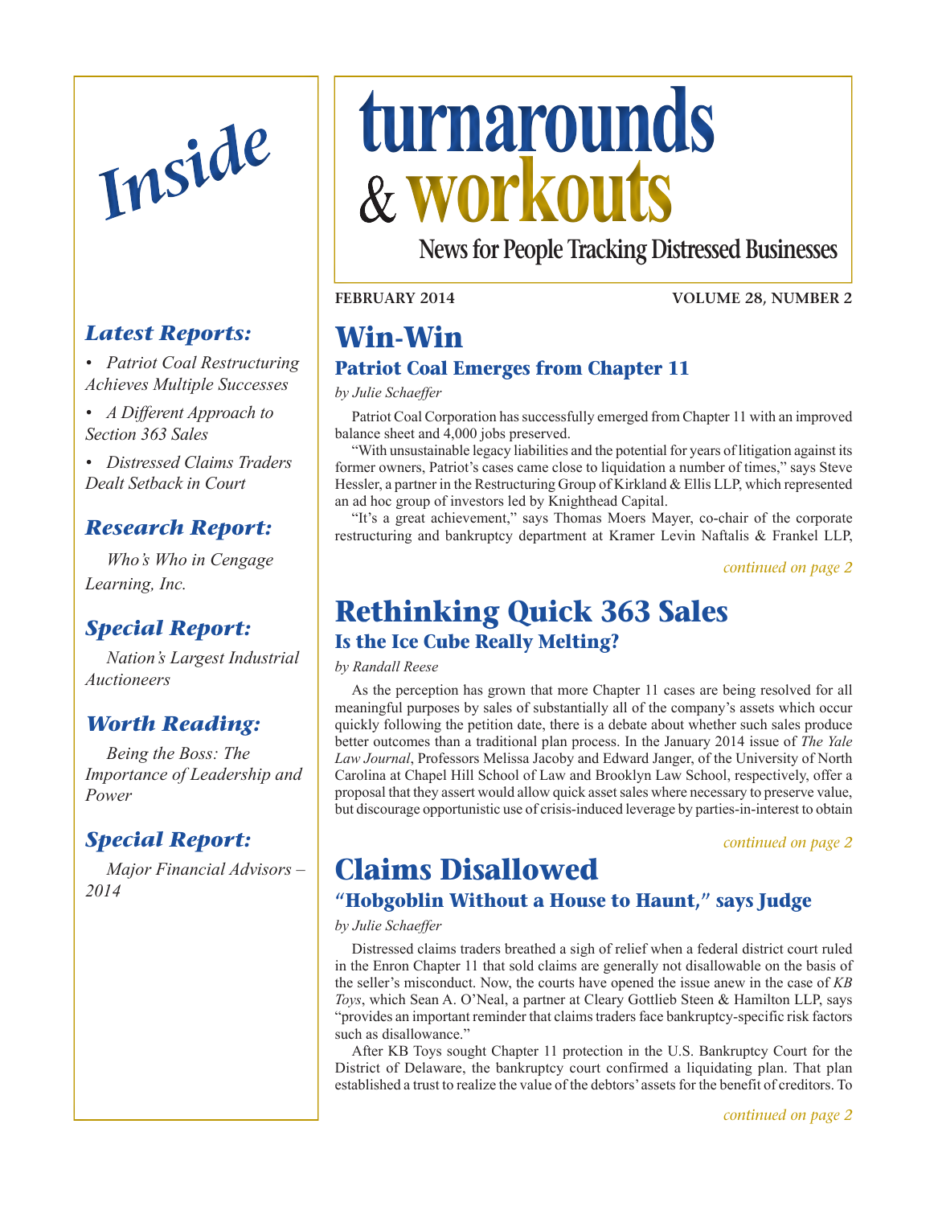# turnarounds & workouts

**News for People Tracking Distressed Businesses**

**FEBRUARY 2014** **VOLUME 28, NUMBER 2**

## *Inside*

### *Latest Reports:*

- *Patriot Coal Restructuring Achieves Multiple Successes*
- *A Different Approach to Section 363 Sales*
- *Distressed Claims Traders Dealt Setback in Court*

### *Research Report:*

*Who's Who in Cengage Learning, Inc.*

### *Special Report:*

*Nation's Largest Industrial Auctioneers*

### *Worth Reading:*

*Being the Boss: The Importance of Leadership and Power*

### *Special Report:*

*Major Financial Advisors – 2014*

## Win-Win

### Patriot Coal Emerges from Chapter 11

*by Julie Schaeffer*

Patriot Coal Corporation has successfully emerged from Chapter 11 with an improved balance sheet and 4,000 jobs preserved.

"With unsustainable legacy liabilities and the potential for years of litigation against its former owners, Patriot's cases came close to liquidation a number of times," says Steve Hessler, a partner in the Restructuring Group of Kirkland & Ellis LLP, which represented an ad hoc group of investors led by Knighthead Capital.

"It's a great achievement," says Thomas Moers Mayer, co-chair of the corporate restructuring and bankruptcy department at Kramer Levin Naftalis & Frankel LLP,

*continued on page 2*

## Rethinking Quick 363 Sales

### Is the Ice Cube Really Melting?

*by Randall Reese*

As the perception has grown that more Chapter 11 cases are being resolved for all meaningful purposes by sales of substantially all of the company's assets which occur quickly following the petition date, there is a debate about whether such sales produce better outcomes than a traditional plan process. In the January 2014 issue of *The Yale Law Journal*, Professors Melissa Jacoby and Edward Janger, of the University of North Carolina at Chapel Hill School of Law and Brooklyn Law School, respectively, offer a proposal that they assert would allow quick asset sales where necessary to preserve value, but discourage opportunistic use of crisis-induced leverage by parties-in-interest to obtain

*continued on page 2*

## Claims Disallowed

### "Hobgoblin Without a House to Haunt," says Judge

*by Julie Schaeffer*

Distressed claims traders breathed a sigh of relief when a federal district court ruled in the Enron Chapter 11 that sold claims are generally not disallowable on the basis of the seller's misconduct. Now, the courts have opened the issue anew in the case of *KB Toys*, which Sean A. O'Neal, a partner at Cleary Gottlieb Steen & Hamilton LLP, says "provides an important reminder that claims traders face bankruptcy-specific risk factors such as disallowance."

After KB Toys sought Chapter 11 protection in the U.S. Bankruptcy Court for the District of Delaware, the bankruptcy court confirmed a liquidating plan. That plan established a trust to realize the value of the debtors' assets for the benefit of creditors. To

*continued on page 2*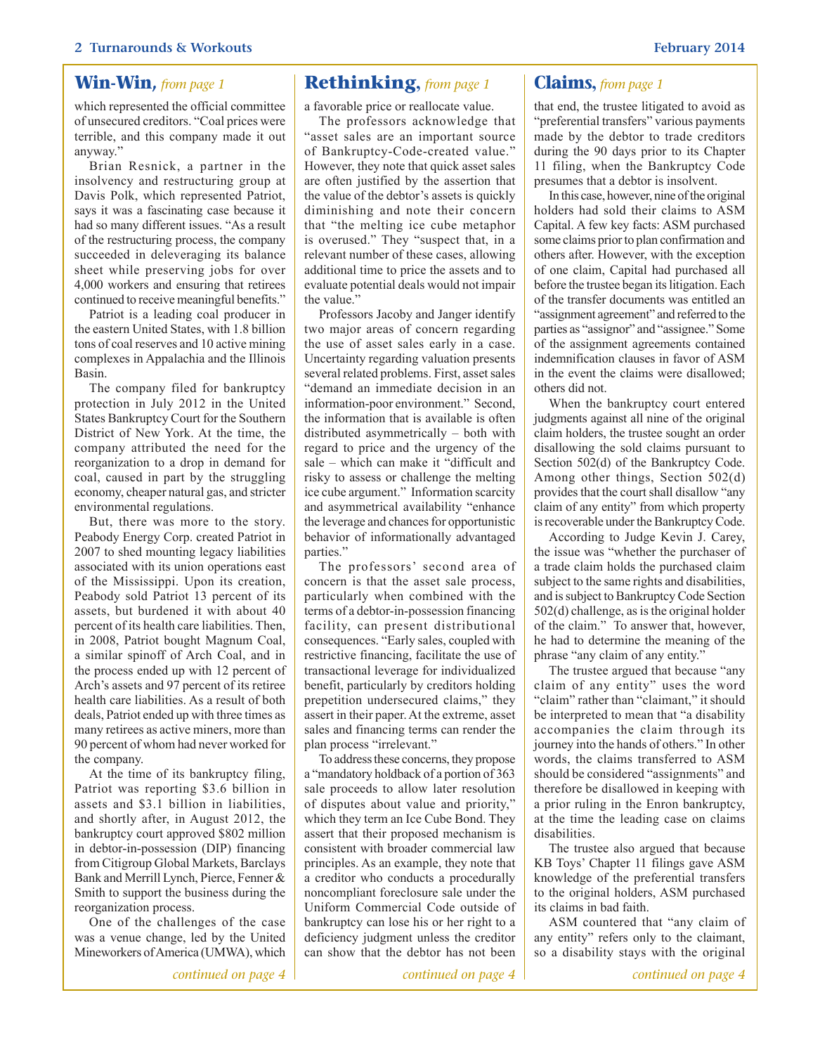## Win-Win, *from page 1*

which represented the official committee of unsecured creditors. "Coal prices were terrible, and this company made it out anyway."

Brian Resnick, a partner in the insolvency and restructuring group at Davis Polk, which represented Patriot, says it was a fascinating case because it had so many different issues. "As a result of the restructuring process, the company succeeded in deleveraging its balance sheet while preserving jobs for over 4,000 workers and ensuring that retirees continued to receive meaningful benefits."

Patriot is a leading coal producer in the eastern United States, with 1.8 billion tons of coal reserves and 10 active mining complexes in Appalachia and the Illinois Basin.

The company filed for bankruptcy protection in July 2012 in the United States Bankruptcy Court for the Southern District of New York. At the time, the company attributed the need for the reorganization to a drop in demand for coal, caused in part by the struggling economy, cheaper natural gas, and stricter environmental regulations.

But, there was more to the story. Peabody Energy Corp. created Patriot in 2007 to shed mounting legacy liabilities associated with its union operations east of the Mississippi. Upon its creation, Peabody sold Patriot 13 percent of its assets, but burdened it with about 40 percent of its health care liabilities. Then, in 2008, Patriot bought Magnum Coal, a similar spinoff of Arch Coal, and in the process ended up with 12 percent of Arch's assets and 97 percent of its retiree health care liabilities. As a result of both deals, Patriot ended up with three times as many retirees as active miners, more than 90 percent of whom had never worked for the company.

At the time of its bankruptcy filing, Patriot was reporting $3.6 billion in assets and $3.1 billion in liabilities, and shortly after, in August 2012, the bankruptcy court approved $802 million in debtor-in-possession (DIP) financing from Citigroup Global Markets, Barclays Bank and Merrill Lynch, Pierce, Fenner & Smith to support the business during the reorganization process.

One of the challenges of the case was a venue change, led by the United Mineworkers of America (UMWA), which

*continued on page 4*

## Rethinking, *from page 1*

a favorable price or reallocate value.

The professors acknowledge that "asset sales are an important source of Bankruptcy-Code-created value." However, they note that quick asset sales are often justified by the assertion that the value of the debtor's assets is quickly diminishing and note their concern that "the melting ice cube metaphor is overused." They "suspect that, in a relevant number of these cases, allowing additional time to price the assets and to evaluate potential deals would not impair the value."

Professors Jacoby and Janger identify two major areas of concern regarding the use of asset sales early in a case. Uncertainty regarding valuation presents several related problems. First, asset sales "demand an immediate decision in an information-poor environment." Second, the information that is available is often distributed asymmetrically – both with regard to price and the urgency of the sale – which can make it "difficult and risky to assess or challenge the melting ice cube argument." Information scarcity and asymmetrical availability "enhance the leverage and chances for opportunistic behavior of informationally advantaged parties."

The professors' second area of concern is that the asset sale process, particularly when combined with the terms of a debtor-in-possession financing facility, can present distributional consequences. "Early sales, coupled with restrictive financing, facilitate the use of transactional leverage for individualized benefit, particularly by creditors holding prepetition undersecured claims," they assert in their paper. At the extreme, asset sales and financing terms can render the plan process "irrelevant."

To address these concerns, they propose a "mandatory holdback of a portion of 363 sale proceeds to allow later resolution of disputes about value and priority," which they term an Ice Cube Bond. They assert that their proposed mechanism is consistent with broader commercial law principles. As an example, they note that a creditor who conducts a procedurally noncompliant foreclosure sale under the Uniform Commercial Code outside of bankruptcy can lose his or her right to a deficiency judgment unless the creditor can show that the debtor has not been

*continued on page 4*

## Claims, *from page 1*

that end, the trustee litigated to avoid as "preferential transfers" various payments made by the debtor to trade creditors during the 90 days prior to its Chapter 11 filing, when the Bankruptcy Code presumes that a debtor is insolvent.

In this case, however, nine of the original holders had sold their claims to ASM Capital. A few key facts: ASM purchased some claims prior to plan confirmation and others after. However, with the exception of one claim, Capital had purchased all before the trustee began its litigation. Each of the transfer documents was entitled an "assignment agreement" and referred to the parties as "assignor" and "assignee." Some of the assignment agreements contained indemnification clauses in favor of ASM in the event the claims were disallowed; others did not.

When the bankruptcy court entered judgments against all nine of the original claim holders, the trustee sought an order disallowing the sold claims pursuant to Section 502(d) of the Bankruptcy Code. Among other things, Section 502(d) provides that the court shall disallow "any claim of any entity" from which property is recoverable under the Bankruptcy Code.

According to Judge Kevin J. Carey, the issue was "whether the purchaser of a trade claim holds the purchased claim subject to the same rights and disabilities, and is subject to Bankruptcy Code Section 502(d) challenge, as is the original holder of the claim." To answer that, however, he had to determine the meaning of the phrase "any claim of any entity."

The trustee argued that because "any claim of any entity" uses the word "claim" rather than "claimant," it should be interpreted to mean that "a disability accompanies the claim through its journey into the hands of others." In other words, the claims transferred to ASM should be considered "assignments" and therefore be disallowed in keeping with a prior ruling in the Enron bankruptcy, at the time the leading case on claims disabilities.

The trustee also argued that because KB Toys' Chapter 11 filings gave ASM knowledge of the preferential transfers to the original holders, ASM purchased its claims in bad faith.

ASM countered that "any claim of any entity" refers only to the claimant, so a disability stays with the original

*continued on page 4*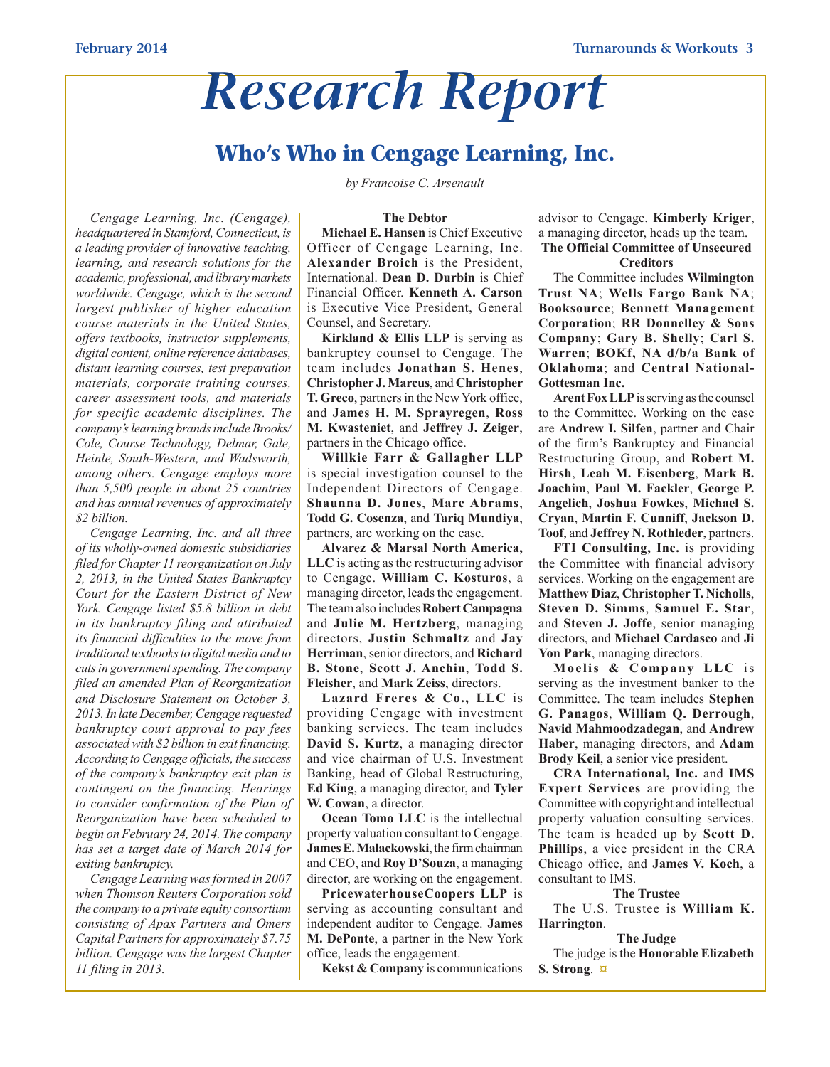# Research Report

## Who's Who in Cengage Learning, Inc.

*by Francoise C. Arsenault*

*Cengage Learning, Inc. (Cengage), headquartered in Stamford, Connecticut, is a leading provider of innovative teaching, learning, and research solutions for the academic, professional, and library markets worldwide. Cengage, which is the second largest publisher of higher education course materials in the United States, offers textbooks, instructor supplements, digital content, online reference databases, distant learning courses, test preparation materials, corporate training courses, career assessment tools, and materials for specific academic disciplines. The company's learning brands include Brooks/Cole, Course Technology, Delmar, Gale, Heinle, South-Western, and Wadsworth, among others. Cengage employs more than 5,500 people in about 25 countries and has annual revenues of approximately $2 billion.*

*Cengage Learning, Inc. and all three of its wholly-owned domestic subsidiaries filed for Chapter 11 reorganization on July 2, 2013, in the United States Bankruptcy Court for the Eastern District of New York. Cengage listed $5.8 billion in debt in its bankruptcy filing and attributed its financial difficulties to the move from traditional textbooks to digital media and to cuts in government spending. The company filed an amended Plan of Reorganization and Disclosure Statement on October 3, 2013. In late December, Cengage requested bankruptcy court approval to pay fees associated with $2 billion in exit financing. According to Cengage officials, the success of the company's bankruptcy exit plan is contingent on the financing. Hearings to consider confirmation of the Plan of Reorganization have been scheduled to begin on February 24, 2014. The company has set a target date of March 2014 for exiting bankruptcy.*

*Cengage Learning was formed in 2007 when Thomson Reuters Corporation sold the company to a private equity consortium consisting of Apax Partners and Omers Capital Partners for approximately $7.75 billion. Cengage was the largest Chapter 11 filing in 2013.*

### The Debtor

**Michael E. Hansen** is Chief Executive Officer of Cengage Learning, Inc. **Alexander Broich** is the President, International. **Dean D. Durbin** is Chief Financial Officer. **Kenneth A. Carson** is Executive Vice President, General Counsel, and Secretary.

**Kirkland & Ellis LLP** is serving as bankruptcy counsel to Cengage. The team includes **Jonathan S. Henes**, **Christopher J. Marcus**, and **Christopher T. Greco**, partners in the New York office, and **James H. M. Sprayregen**, **Ross M. Kwasteniet**, and **Jeffrey J. Zeiger**, partners in the Chicago office.

**Willkie Farr & Gallagher LLP** is special investigation counsel to the Independent Directors of Cengage. **Shaunna D. Jones**, **Marc Abrams**, **Todd G. Cosenza**, and **Tariq Mundiya**, partners, are working on the case.

**Alvarez & Marsal North America, LLC** is acting as the restructuring advisor to Cengage. **William C. Kosturos**, a managing director, leads the engagement. The team also includes **Robert Campagna** and **Julie M. Hertzberg**, managing directors, **Justin Schmaltz** and **Jay Herriman**, senior directors, and **Richard B. Stone**, **Scott J. Anchin**, **Todd S. Fleisher**, and **Mark Zeiss**, directors.

**Lazard Freres & Co., LLC** is providing Cengage with investment banking services. The team includes **David S. Kurtz**, a managing director and vice chairman of U.S. Investment Banking, head of Global Restructuring, **Ed King**, a managing director, and **Tyler W. Cowan**, a director.

**Ocean Tomo LLC** is the intellectual property valuation consultant to Cengage. **James E. Malackowski**, the firm chairman and CEO, and **Roy D'Souza**, a managing director, are working on the engagement.

**PricewaterhouseCoopers LLP** is serving as accounting consultant and independent auditor to Cengage. **James M. DePonte**, a partner in the New York office, leads the engagement.

**Kekst & Company** is communications advisor to Cengage. **Kimberly Kriger**, a managing director, heads up the team.

### The Official Committee of Unsecured Creditors

The Committee includes **Wilmington Trust NA**; **Wells Fargo Bank NA**; **Booksource**; **Bennett Management Corporation**; **RR Donnelley & Sons Company**; **Gary B. Shelly**; **Carl S. Warren**; **BOKf, NA d/b/a Bank of Oklahoma**; and **Central National-Gottesman Inc.**

**Arent Fox LLP** is serving as the counsel to the Committee. Working on the case are **Andrew I. Silfen**, partner and Chair of the firm's Bankruptcy and Financial Restructuring Group, and **Robert M. Hirsh**, **Leah M. Eisenberg**, **Mark B. Joachim**, **Paul M. Fackler**, **George P. Angelich**, **Joshua Fowkes**, **Michael S. Cryan**, **Martin F. Cunniff**, **Jackson D. Toof**, and **Jeffrey N. Rothleder**, partners.

**FTI Consulting, Inc.** is providing the Committee with financial advisory services. Working on the engagement are **Matthew Diaz**, **Christopher T. Nicholls**, **Steven D. Simms**, **Samuel E. Star**, and **Steven J. Joffe**, senior managing directors, and **Michael Cardasco** and **Ji Yon Park**, managing directors.

**Moelis & Company LLC** is serving as the investment banker to the Committee. The team includes **Stephen G. Panagos**, **William Q. Derrough**, **Navid Mahmoodzadegan**, and **Andrew Haber**, managing directors, and **Adam Brody Keil**, a senior vice president.

**CRA International, Inc.** and **IMS Expert Services** are providing the Committee with copyright and intellectual property valuation consulting services. The team is headed up by **Scott D. Phillips**, a vice president in the CRA Chicago office, and **James V. Koch**, a consultant to IMS.

### The Trustee

The U.S. Trustee is **William K. Harrington**.

### The Judge

The judge is the **Honorable Elizabeth S. Strong**. ¤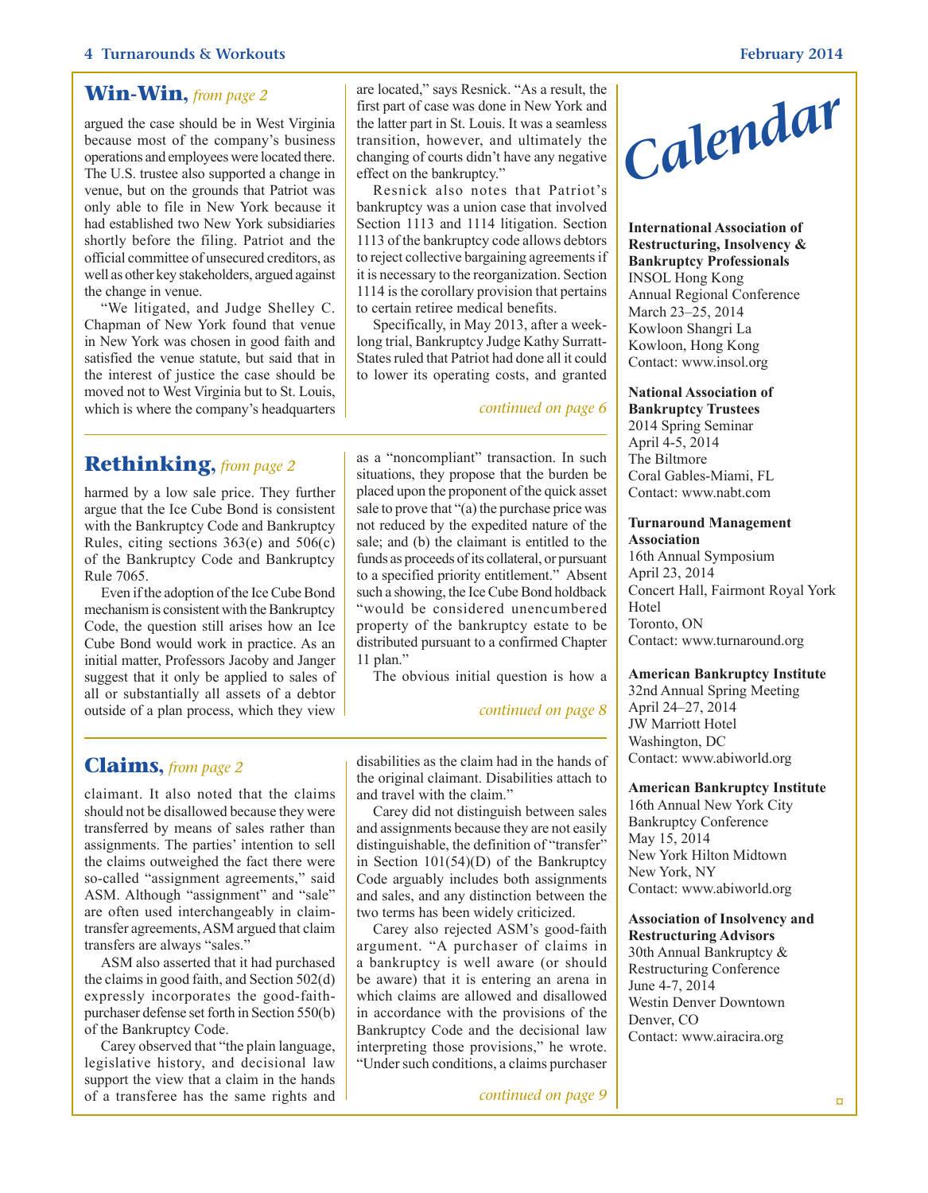## Win-Win, *from page 2*

argued the case should be in West Virginia because most of the company's business operations and employees were located there. The U.S. trustee also supported a change in venue, but on the grounds that Patriot was only able to file in New York because it had established two New York subsidiaries shortly before the filing. Patriot and the official committee of unsecured creditors, as well as other key stakeholders, argued against the change in venue.

"We litigated, and Judge Shelley C. Chapman of New York found that venue in New York was chosen in good faith and satisfied the venue statute, but said that in the interest of justice the case should be moved not to West Virginia but to St. Louis, which is where the company's headquarters are located," says Resnick. "As a result, the first part of case was done in New York and the latter part in St. Louis. It was a seamless transition, however, and ultimately the changing of courts didn't have any negative effect on the bankruptcy."

Resnick also notes that Patriot's bankruptcy was a union case that involved Section 1113 and 1114 litigation. Section 1113 of the bankruptcy code allows debtors to reject collective bargaining agreements if it is necessary to the reorganization. Section 1114 is the corollary provision that pertains to certain retiree medical benefits.

Specifically, in May 2013, after a week-long trial, Bankruptcy Judge Kathy Surratt-States ruled that Patriot had done all it could to lower its operating costs, and granted

*continued on page 6*

## Rethinking, *from page 2*

harmed by a low sale price. They further argue that the Ice Cube Bond is consistent with the Bankruptcy Code and Bankruptcy Rules, citing sections 363(e) and 506(c) of the Bankruptcy Code and Bankruptcy Rule 7065.

Even if the adoption of the Ice Cube Bond mechanism is consistent with the Bankruptcy Code, the question still arises how an Ice Cube Bond would work in practice. As an initial matter, Professors Jacoby and Janger suggest that it only be applied to sales of all or substantially all assets of a debtor outside of a plan process, which they view as a "noncompliant" transaction. In such situations, they propose that the burden be placed upon the proponent of the quick asset sale to prove that "(a) the purchase price was not reduced by the expedited nature of the sale; and (b) the claimant is entitled to the funds as proceeds of its collateral, or pursuant to a specified priority entitlement." Absent such a showing, the Ice Cube Bond holdback "would be considered unencumbered property of the bankruptcy estate to be distributed pursuant to a confirmed Chapter 11 plan."

The obvious initial question is how a

*continued on page 8*

## Claims, *from page 2*

claimant. It also noted that the claims should not be disallowed because they were transferred by means of sales rather than assignments. The parties' intention to sell the claims outweighed the fact there were so-called "assignment agreements," said ASM. Although "assignment" and "sale" are often used interchangeably in claim-transfer agreements, ASM argued that claim transfers are always "sales."

ASM also asserted that it had purchased the claims in good faith, and Section 502(d) expressly incorporates the good-faith-purchaser defense set forth in Section 550(b) of the Bankruptcy Code.

Carey observed that "the plain language, legislative history, and decisional law support the view that a claim in the hands of a transferee has the same rights and disabilities as the claim had in the hands of the original claimant. Disabilities attach to and travel with the claim."

Carey did not distinguish between sales and assignments because they are not easily distinguishable, the definition of "transfer" in Section 101(54)(D) of the Bankruptcy Code arguably includes both assignments and sales, and any distinction between the two terms has been widely criticized.

Carey also rejected ASM's good-faith argument. "A purchaser of claims in a bankruptcy is well aware (or should be aware) that it is entering an arena in which claims are allowed and disallowed in accordance with the provisions of the Bankruptcy Code and the decisional law interpreting those provisions," he wrote. "Under such conditions, a claims purchaser

*continued on page 9*

## Calendar

**International Association of Restructuring, Insolvency & Bankruptcy Professionals**
INSOL Hong Kong
Annual Regional Conference
March 23–25, 2014
Kowloon Shangri La
Kowloon, Hong Kong
Contact: www.insol.org

**National Association of Bankruptcy Trustees**
2014 Spring Seminar
April 4-5, 2014
The Biltmore
Coral Gables-Miami, FL
Contact: www.nabt.com

**Turnaround Management Association**
16th Annual Symposium
April 23, 2014
Concert Hall, Fairmont Royal York Hotel
Toronto, ON
Contact: www.turnaround.org

**American Bankruptcy Institute**
32nd Annual Spring Meeting
April 24–27, 2014
JW Marriott Hotel
Washington, DC
Contact: www.abiworld.org

**American Bankruptcy Institute**
16th Annual New York City Bankruptcy Conference
May 15, 2014
New York Hilton Midtown
New York, NY
Contact: www.abiworld.org

**Association of Insolvency and Restructuring Advisors**
30th Annual Bankruptcy & Restructuring Conference
June 4-7, 2014
Westin Denver Downtown
Denver, CO
Contact: www.airacira.org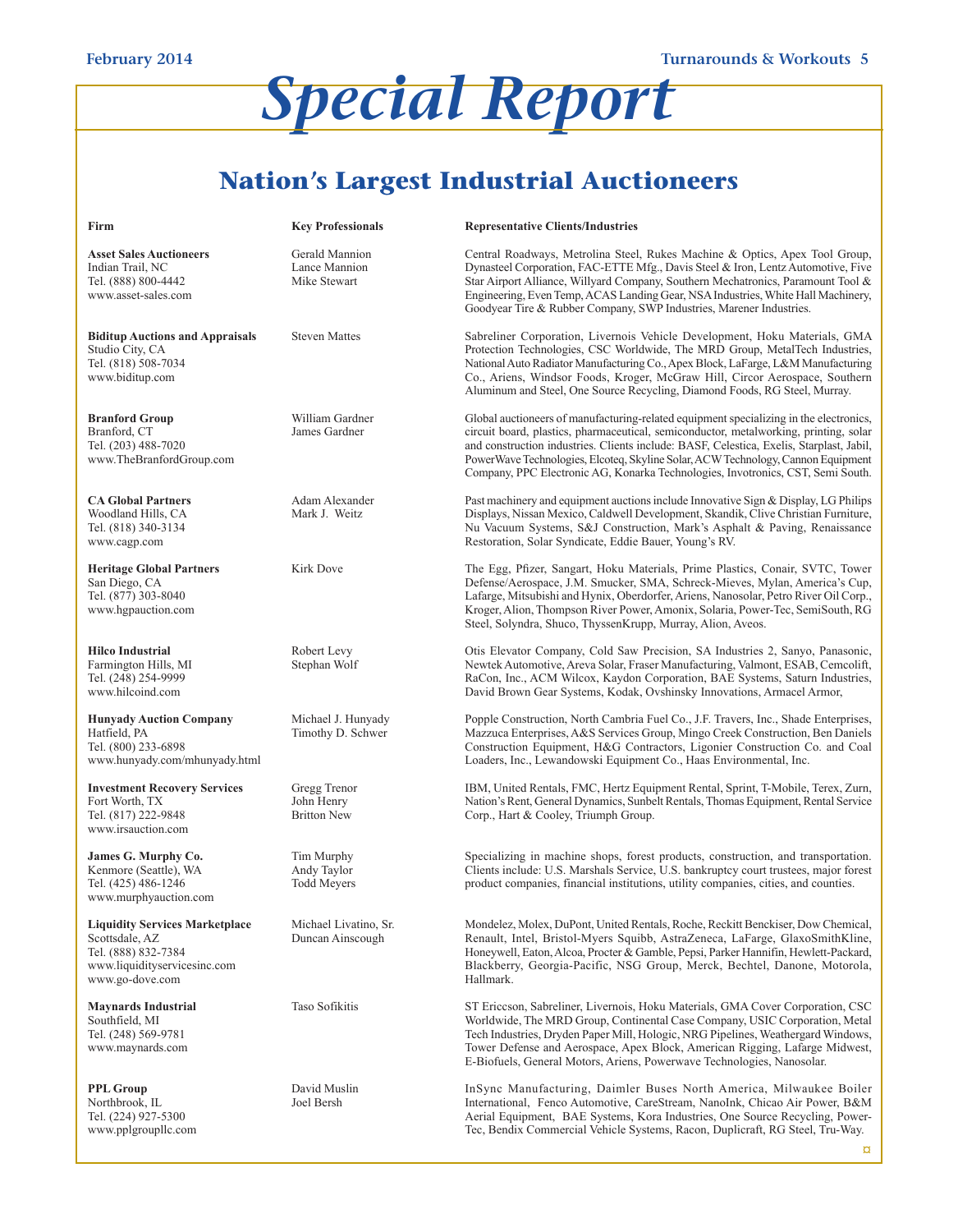# Special Report

## Nation's Largest Industrial Auctioneers

| Firm | Key Professionals | Representative Clients/Industries |
|---|---|---|
| **Asset Sales Auctioneers**<br>Indian Trail, NC<br>Tel. (888) 800-4442<br>www.asset-sales.com | Gerald Mannion<br>Lance Mannion<br>Mike Stewart | Central Roadways, Metrolina Steel, Rukes Machine & Optics, Apex Tool Group, Dynasteel Corporation, FAC-ETTE Mfg., Davis Steel & Iron, Lentz Automotive, Five Star Airport Alliance, Willyard Company, Southern Mechatronics, Paramount Tool & Engineering, Even Temp, ACAS Landing Gear, NSA Industries, White Hall Machinery, Goodyear Tire & Rubber Company, SWP Industries, Marener Industries. |
| **Biditup Auctions and Appraisals**<br>Studio City, CA<br>Tel. (818) 508-7034<br>www.biditup.com | Steven Mattes | Sabreliner Corporation, Livernois Vehicle Development, Hoku Materials, GMA Protection Technologies, CSC Worldwide, The MRD Group, MetalTech Industries, National Auto Radiator Manufacturing Co., Apex Block, LaFarge, L&M Manufacturing Co., Ariens, Windsor Foods, Kroger, McGraw Hill, Circor Aerospace, Southern Aluminum and Steel, One Source Recycling, Diamond Foods, RG Steel, Murray. |
| **Branford Group**<br>Branford, CT<br>Tel. (203) 488-7020<br>www.TheBranfordGroup.com | William Gardner<br>James Gardner | Global auctioneers of manufacturing-related equipment specializing in the electronics, circuit board, plastics, pharmaceutical, semiconductor, metalworking, printing, solar and construction industries. Clients include: BASF, Celestica, Exelis, Starplast, Jabil, PowerWave Technologies, Elcoteq, Skyline Solar, ACW Technology, Cannon Equipment Company, PPC Electronic AG, Konarka Technologies, Invotronics, CST, Semi South. |
| **CA Global Partners**<br>Woodland Hills, CA<br>Tel. (818) 340-3134<br>www.cagp.com | Adam Alexander<br>Mark J. Weitz | Past machinery and equipment auctions include Innovative Sign & Display, LG Philips Displays, Nissan Mexico, Caldwell Development, Skandik, Clive Christian Furniture, Nu Vacuum Systems, S&J Construction, Mark's Asphalt & Paving, Renaissance Restoration, Solar Syndicate, Eddie Bauer, Young's RV. |
| **Heritage Global Partners**<br>San Diego, CA<br>Tel. (877) 303-8040<br>www.hgpauction.com | Kirk Dove | The Egg, Pfizer, Sangart, Hoku Materials, Prime Plastics, Conair, SVTC, Tower Defense/Aerospace, J.M. Smucker, SMA, Schreck-Mieves, Mylan, America's Cup, Lafarge, Mitsubishi and Hynix, Oberdorfer, Ariens, Nanosolar, Petro River Oil Corp., Kroger, Alion, Thompson River Power, Amonix, Solaria, Power-Tec, SemiSouth, RG Steel, Solyndra, Shuco, ThyssenKrupp, Murray, Alion, Aveos. |
| **Hilco Industrial**<br>Farmington Hills, MI<br>Tel. (248) 254-9999<br>www.hilcoind.com | Robert Levy<br>Stephan Wolf | Otis Elevator Company, Cold Saw Precision, SA Industries 2, Sanyo, Panasonic, Newtek Automotive, Areva Solar, Fraser Manufacturing, Valmont, ESAB, Cemcolift, RaCon, Inc., ACM Wilcox, Kaydon Corporation, BAE Systems, Saturn Industries, David Brown Gear Systems, Kodak, Ovshinsky Innovations, Armacel Armor, |
| **Hunyady Auction Company**<br>Hatfield, PA<br>Tel. (800) 233-6898<br>www.hunyady.com/mhunyady.html | Michael J. Hunyady<br>Timothy D. Schwer | Popple Construction, North Cambria Fuel Co., J.F. Travers, Inc., Shade Enterprises, Mazzuca Enterprises, A&S Services Group, Mingo Creek Construction, Ben Daniels Construction Equipment, H&G Contractors, Ligonier Construction Co. and Coal Loaders, Inc., Lewandowski Equipment Co., Haas Environmental, Inc. |
| **Investment Recovery Services**<br>Fort Worth, TX<br>Tel. (817) 222-9848<br>www.irsauction.com | Gregg Trenor<br>John Henry<br>Britton New | IBM, United Rentals, FMC, Hertz Equipment Rental, Sprint, T-Mobile, Terex, Zurn, Nation's Rent, General Dynamics, Sunbelt Rentals, Thomas Equipment, Rental Service Corp., Hart & Cooley, Triumph Group. |
| **James G. Murphy Co.**<br>Kenmore (Seattle), WA<br>Tel. (425) 486-1246<br>www.murphyauction.com | Tim Murphy<br>Andy Taylor<br>Todd Meyers | Specializing in machine shops, forest products, construction, and transportation. Clients include: U.S. Marshals Service, U.S. bankruptcy court trustees, major forest product companies, financial institutions, utility companies, cities, and counties. |
| **Liquidity Services Marketplace**<br>Scottsdale, AZ<br>Tel. (888) 832-7384<br>www.liquidityservicesinc.com<br>www.go-dove.com | Michael Livatino, Sr.<br>Duncan Ainscough | Mondelez, Molex, DuPont, United Rentals, Roche, Reckitt Benckiser, Dow Chemical, Renault, Intel, Bristol-Myers Squibb, AstraZeneca, LaFarge, GlaxoSmithKline, Honeywell, Eaton, Alcoa, Procter & Gamble, Pepsi, Parker Hannifin, Hewlett-Packard, Blackberry, Georgia-Pacific, NSG Group, Merck, Bechtel, Danone, Motorola, Hallmark. |
| **Maynards Industrial**<br>Southfield, MI<br>Tel. (248) 569-9781<br>www.maynards.com | Taso Sofikitis | ST Ericcson, Sabreliner, Livernois, Hoku Materials, GMA Cover Corporation, CSC Worldwide, The MRD Group, Continental Case Company, USIC Corporation, Metal Tech Industries, Dryden Paper Mill, Hologic, NRG Pipelines, Weathergard Windows, Tower Defense and Aerospace, Apex Block, American Rigging, Lafarge Midwest, E-Biofuels, General Motors, Ariens, Powerwave Technologies, Nanosolar. |
| **PPL Group**<br>Northbrook, IL<br>Tel. (224) 927-5300<br>www.pplgroupllc.com | David Muslin<br>Joel Bersh | InSync Manufacturing, Daimler Buses North America, Milwaukee Boiler International, Fenco Automotive, CareStream, NanoInk, Chicao Air Power, B&M Aerial Equipment, BAE Systems, Kora Industries, One Source Recycling, Power-Tec, Bendix Commercial Vehicle Systems, Racon, Duplicraft, RG Steel, Tru-Way. |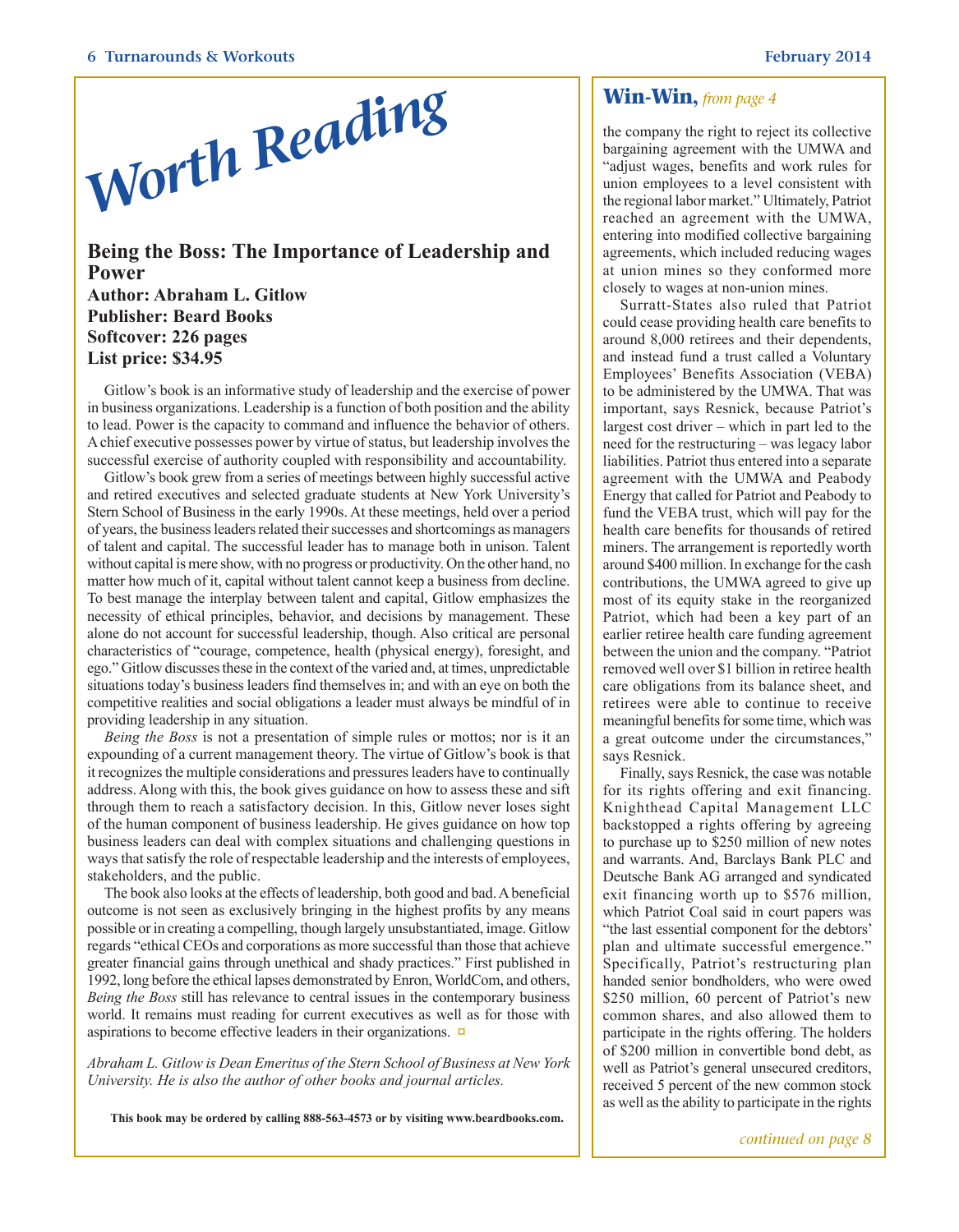# Worth Reading

## Being the Boss: The Importance of Leadership and Power

**Author: Abraham L. Gitlow**
**Publisher: Beard Books**
**Softcover: 226 pages**
**List price: $34.95**

Gitlow's book is an informative study of leadership and the exercise of power in business organizations. Leadership is a function of both position and the ability to lead. Power is the capacity to command and influence the behavior of others. A chief executive possesses power by virtue of status, but leadership involves the successful exercise of authority coupled with responsibility and accountability.

Gitlow's book grew from a series of meetings between highly successful active and retired executives and selected graduate students at New York University's Stern School of Business in the early 1990s. At these meetings, held over a period of years, the business leaders related their successes and shortcomings as managers of talent and capital. The successful leader has to manage both in unison. Talent without capital is mere show, with no progress or productivity. On the other hand, no matter how much of it, capital without talent cannot keep a business from decline. To best manage the interplay between talent and capital, Gitlow emphasizes the necessity of ethical principles, behavior, and decisions by management. These alone do not account for successful leadership, though. Also critical are personal characteristics of "courage, competence, health (physical energy), foresight, and ego." Gitlow discusses these in the context of the varied and, at times, unpredictable situations today's business leaders find themselves in; and with an eye on both the competitive realities and social obligations a leader must always be mindful of in providing leadership in any situation.

*Being the Boss* is not a presentation of simple rules or mottos; nor is it an expounding of a current management theory. The virtue of Gitlow's book is that it recognizes the multiple considerations and pressures leaders have to continually address. Along with this, the book gives guidance on how to assess these and sift through them to reach a satisfactory decision. In this, Gitlow never loses sight of the human component of business leadership. He gives guidance on how top business leaders can deal with complex situations and challenging questions in ways that satisfy the role of respectable leadership and the interests of employees, stakeholders, and the public.

The book also looks at the effects of leadership, both good and bad. A beneficial outcome is not seen as exclusively bringing in the highest profits by any means possible or in creating a compelling, though largely unsubstantiated, image. Gitlow regards "ethical CEOs and corporations as more successful than those that achieve greater financial gains through unethical and shady practices." First published in 1992, long before the ethical lapses demonstrated by Enron, WorldCom, and others, *Being the Boss* still has relevance to central issues in the contemporary business world. It remains must reading for current executives as well as for those with aspirations to become effective leaders in their organizations. ¤

*Abraham L. Gitlow is Dean Emeritus of the Stern School of Business at New York University. He is also the author of other books and journal articles.*

**This book may be ordered by calling 888-563-4573 or by visiting www.beardbooks.com.**

## Win-Win, *from page 4*

the company the right to reject its collective bargaining agreement with the UMWA and "adjust wages, benefits and work rules for union employees to a level consistent with the regional labor market." Ultimately, Patriot reached an agreement with the UMWA, entering into modified collective bargaining agreements, which included reducing wages at union mines so they conformed more closely to wages at non-union mines.

Surratt-States also ruled that Patriot could cease providing health care benefits to around 8,000 retirees and their dependents, and instead fund a trust called a Voluntary Employees' Benefits Association (VEBA) to be administered by the UMWA. That was important, says Resnick, because Patriot's largest cost driver – which in part led to the need for the restructuring – was legacy labor liabilities. Patriot thus entered into a separate agreement with the UMWA and Peabody Energy that called for Patriot and Peabody to fund the VEBA trust, which will pay for the health care benefits for thousands of retired miners. The arrangement is reportedly worth around $400 million. In exchange for the cash contributions, the UMWA agreed to give up most of its equity stake in the reorganized Patriot, which had been a key part of an earlier retiree health care funding agreement between the union and the company. "Patriot removed well over $1 billion in retiree health care obligations from its balance sheet, and retirees were able to continue to receive meaningful benefits for some time, which was a great outcome under the circumstances," says Resnick.

Finally, says Resnick, the case was notable for its rights offering and exit financing. Knighthead Capital Management LLC backstopped a rights offering by agreeing to purchase up to $250 million of new notes and warrants. And, Barclays Bank PLC and Deutsche Bank AG arranged and syndicated exit financing worth up to $576 million, which Patriot Coal said in court papers was "the last essential component for the debtors' plan and ultimate successful emergence." Specifically, Patriot's restructuring plan handed senior bondholders, who were owed $250 million, 60 percent of Patriot's new common shares, and also allowed them to participate in the rights offering. The holders of $200 million in convertible bond debt, as well as Patriot's general unsecured creditors, received 5 percent of the new common stock as well as the ability to participate in the rights

*continued on page 8*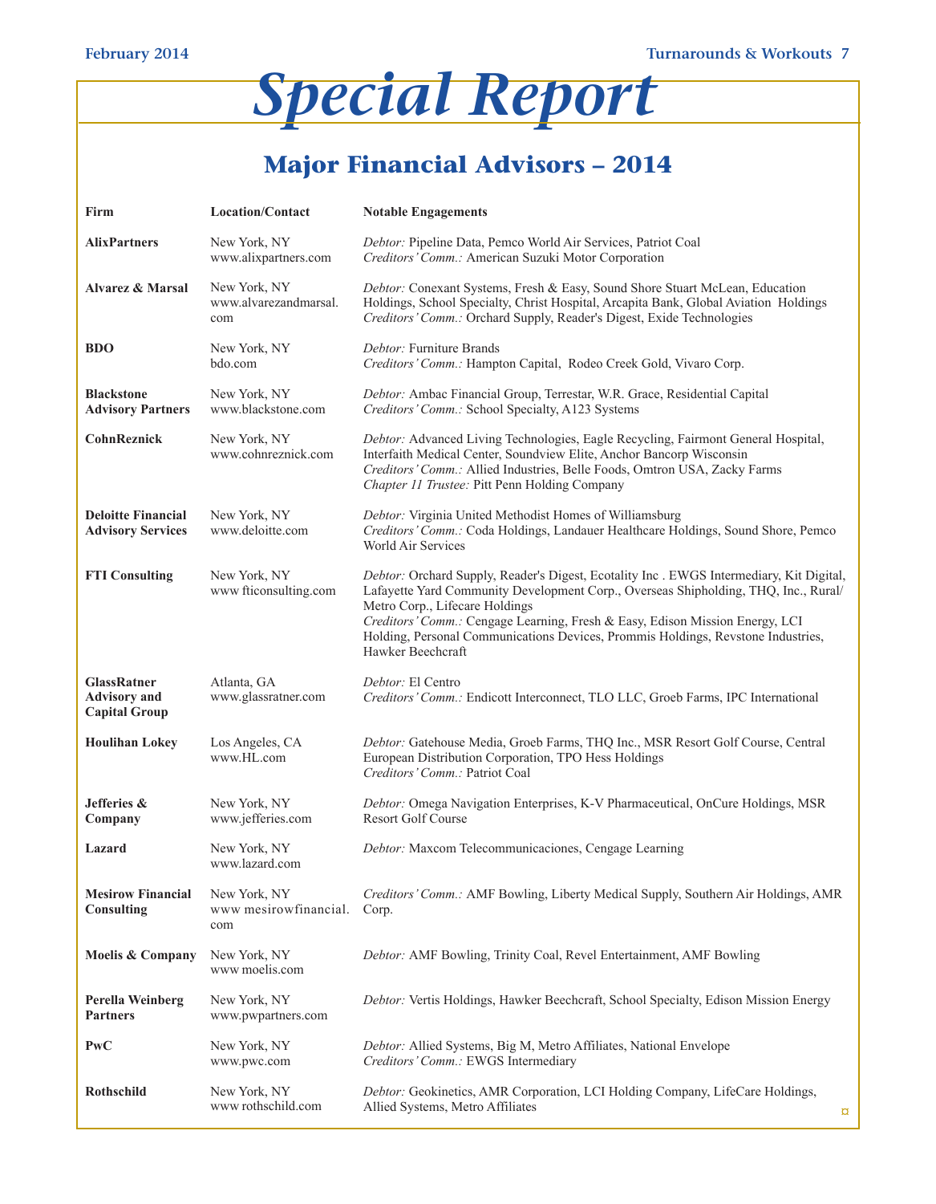# Special Report

## Major Financial Advisors – 2014

| Firm | Location/Contact | Notable Engagements |
|---|---|---|
| **AlixPartners** | New York, NY<br>www.alixpartners.com | *Debtor:* Pipeline Data, Pemco World Air Services, Patriot Coal<br>*Creditors' Comm.:* American Suzuki Motor Corporation |
| **Alvarez & Marsal** | New York, NY<br>www.alvarezandmarsal.com | *Debtor:* Conexant Systems, Fresh & Easy, Sound Shore Stuart McLean, Education Holdings, School Specialty, Christ Hospital, Arcapita Bank, Global Aviation Holdings<br>*Creditors' Comm.:* Orchard Supply, Reader's Digest, Exide Technologies |
| **BDO** | New York, NY<br>bdo.com | *Debtor:* Furniture Brands<br>*Creditors' Comm.:* Hampton Capital, Rodeo Creek Gold, Vivaro Corp. |
| **Blackstone Advisory Partners** | New York, NY<br>www.blackstone.com | *Debtor:* Ambac Financial Group, Terrestar, W.R. Grace, Residential Capital<br>*Creditors' Comm.:* School Specialty, A123 Systems |
| **CohnReznick** | New York, NY<br>www.cohnreznick.com | *Debtor:* Advanced Living Technologies, Eagle Recycling, Fairmont General Hospital, Interfaith Medical Center, Soundview Elite, Anchor Bancorp Wisconsin<br>*Creditors' Comm.:* Allied Industries, Belle Foods, Omtron USA, Zacky Farms<br>*Chapter 11 Trustee:* Pitt Penn Holding Company |
| **Deloitte Financial Advisory Services** | New York, NY<br>www.deloitte.com | *Debtor:* Virginia United Methodist Homes of Williamsburg<br>*Creditors' Comm.:* Coda Holdings, Landauer Healthcare Holdings, Sound Shore, Pemco World Air Services |
| **FTI Consulting** | New York, NY<br>www fticonsulting.com | *Debtor:* Orchard Supply, Reader's Digest, Ecotality Inc . EWGS Intermediary, Kit Digital, Lafayette Yard Community Development Corp., Overseas Shipholding, THQ, Inc., Rural/Metro Corp., Lifecare Holdings<br>*Creditors' Comm.:* Cengage Learning, Fresh & Easy, Edison Mission Energy, LCI Holding, Personal Communications Devices, Prommis Holdings, Revstone Industries, Hawker Beechcraft |
| **GlassRatner Advisory and Capital Group** | Atlanta, GA<br>www.glassratner.com | *Debtor:* El Centro<br>*Creditors' Comm.:* Endicott Interconnect, TLO LLC, Groeb Farms, IPC International |
| **Houlihan Lokey** | Los Angeles, CA<br>www.HL.com | *Debtor:* Gatehouse Media, Groeb Farms, THQ Inc., MSR Resort Golf Course, Central European Distribution Corporation, TPO Hess Holdings<br>*Creditors' Comm.:* Patriot Coal |
| **Jefferies & Company** | New York, NY<br>www.jefferies.com | *Debtor:* Omega Navigation Enterprises, K-V Pharmaceutical, OnCure Holdings, MSR Resort Golf Course |
| **Lazard** | New York, NY<br>www.lazard.com | *Debtor:* Maxcom Telecommunicaciones, Cengage Learning |
| **Mesirow Financial Consulting** | New York, NY<br>www mesirowfinancial.com | *Creditors' Comm.:* AMF Bowling, Liberty Medical Supply, Southern Air Holdings, AMR Corp. |
| **Moelis & Company** | New York, NY<br>www moelis.com | *Debtor:* AMF Bowling, Trinity Coal, Revel Entertainment, AMF Bowling |
| **Perella Weinberg Partners** | New York, NY<br>www.pwpartners.com | *Debtor:* Vertis Holdings, Hawker Beechcraft, School Specialty, Edison Mission Energy |
| **PwC** | New York, NY<br>www.pwc.com | *Debtor:* Allied Systems, Big M, Metro Affiliates, National Envelope<br>*Creditors' Comm.:* EWGS Intermediary |
| **Rothschild** | New York, NY<br>www rothschild.com | *Debtor:* Geokinetics, AMR Corporation, LCI Holding Company, LifeCare Holdings, Allied Systems, Metro Affiliates |

¤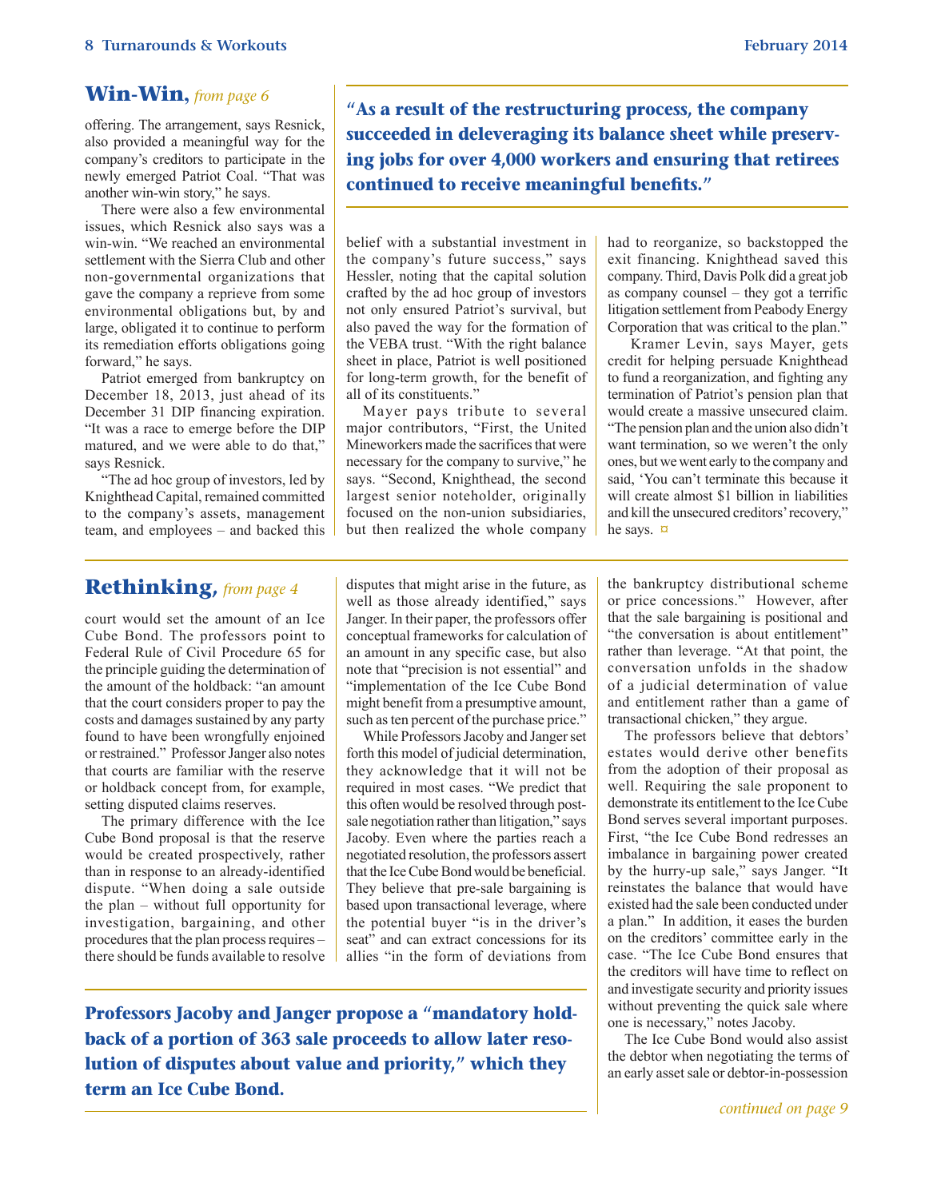## Win-Win, *from page 6*

offering. The arrangement, says Resnick, also provided a meaningful way for the company's creditors to participate in the newly emerged Patriot Coal. "That was another win-win story," he says.

There were also a few environmental issues, which Resnick also says was a win-win. "We reached an environmental settlement with the Sierra Club and other non-governmental organizations that gave the company a reprieve from some environmental obligations but, by and large, obligated it to continue to perform its remediation efforts obligations going forward," he says.

Patriot emerged from bankruptcy on December 18, 2013, just ahead of its December 31 DIP financing expiration. "It was a race to emerge before the DIP matured, and we were able to do that," says Resnick.

"The ad hoc group of investors, led by Knighthead Capital, remained committed to the company's assets, management team, and employees – and backed this belief with a substantial investment in the company's future success," says Hessler, noting that the capital solution crafted by the ad hoc group of investors not only ensured Patriot's survival, but also paved the way for the formation of the VEBA trust. "With the right balance sheet in place, Patriot is well positioned for long-term growth, for the benefit of all of its constituents."

**"As a result of the restructuring process, the company succeeded in deleveraging its balance sheet while preserving jobs for over 4,000 workers and ensuring that retirees continued to receive meaningful benefits."**

Mayer pays tribute to several major contributors, "First, the United Mineworkers made the sacrifices that were necessary for the company to survive," he says. "Second, Knighthead, the second largest senior noteholder, originally focused on the non-union subsidiaries, but then realized the whole company had to reorganize, so backstopped the exit financing. Knighthead saved this company. Third, Davis Polk did a great job as company counsel – they got a terrific litigation settlement from Peabody Energy Corporation that was critical to the plan."

Kramer Levin, says Mayer, gets credit for helping persuade Knighthead to fund a reorganization, and fighting any termination of Patriot's pension plan that would create a massive unsecured claim. "The pension plan and the union also didn't want termination, so we weren't the only ones, but we went early to the company and said, 'You can't terminate this because it will create almost $1 billion in liabilities and kill the unsecured creditors' recovery," he says. ¤

## Rethinking, *from page 4*

court would set the amount of an Ice Cube Bond. The professors point to Federal Rule of Civil Procedure 65 for the principle guiding the determination of the amount of the holdback: "an amount that the court considers proper to pay the costs and damages sustained by any party found to have been wrongfully enjoined or restrained." Professor Janger also notes that courts are familiar with the reserve or holdback concept from, for example, setting disputed claims reserves.

The primary difference with the Ice Cube Bond proposal is that the reserve would be created prospectively, rather than in response to an already-identified dispute. "When doing a sale outside the plan – without full opportunity for investigation, bargaining, and other procedures that the plan process requires – there should be funds available to resolve disputes that might arise in the future, as well as those already identified," says Janger. In their paper, the professors offer conceptual frameworks for calculation of an amount in any specific case, but also note that "precision is not essential" and "implementation of the Ice Cube Bond might benefit from a presumptive amount, such as ten percent of the purchase price."

While Professors Jacoby and Janger set forth this model of judicial determination, they acknowledge that it will not be required in most cases. "We predict that this often would be resolved through post-sale negotiation rather than litigation," says Jacoby. Even where the parties reach a negotiated resolution, the professors assert that the Ice Cube Bond would be beneficial. They believe that pre-sale bargaining is based upon transactional leverage, where the potential buyer "is in the driver's seat" and can extract concessions for its allies "in the form of deviations from the bankruptcy distributional scheme or price concessions." However, after that the sale bargaining is positional and "the conversation is about entitlement" rather than leverage. "At that point, the conversation unfolds in the shadow of a judicial determination of value and entitlement rather than a game of transactional chicken," they argue.

**Professors Jacoby and Janger propose a "mandatory holdback of a portion of 363 sale proceeds to allow later resolution of disputes about value and priority," which they term an Ice Cube Bond.**

The professors believe that debtors' estates would derive other benefits from the adoption of their proposal as well. Requiring the sale proponent to demonstrate its entitlement to the Ice Cube Bond serves several important purposes. First, "the Ice Cube Bond redresses an imbalance in bargaining power created by the hurry-up sale," says Janger. "It reinstates the balance that would have existed had the sale been conducted under a plan." In addition, it eases the burden on the creditors' committee early in the case. "The Ice Cube Bond ensures that the creditors will have time to reflect on and investigate security and priority issues without preventing the quick sale where one is necessary," notes Jacoby.

The Ice Cube Bond would also assist the debtor when negotiating the terms of an early asset sale or debtor-in-possession

*continued on page 9*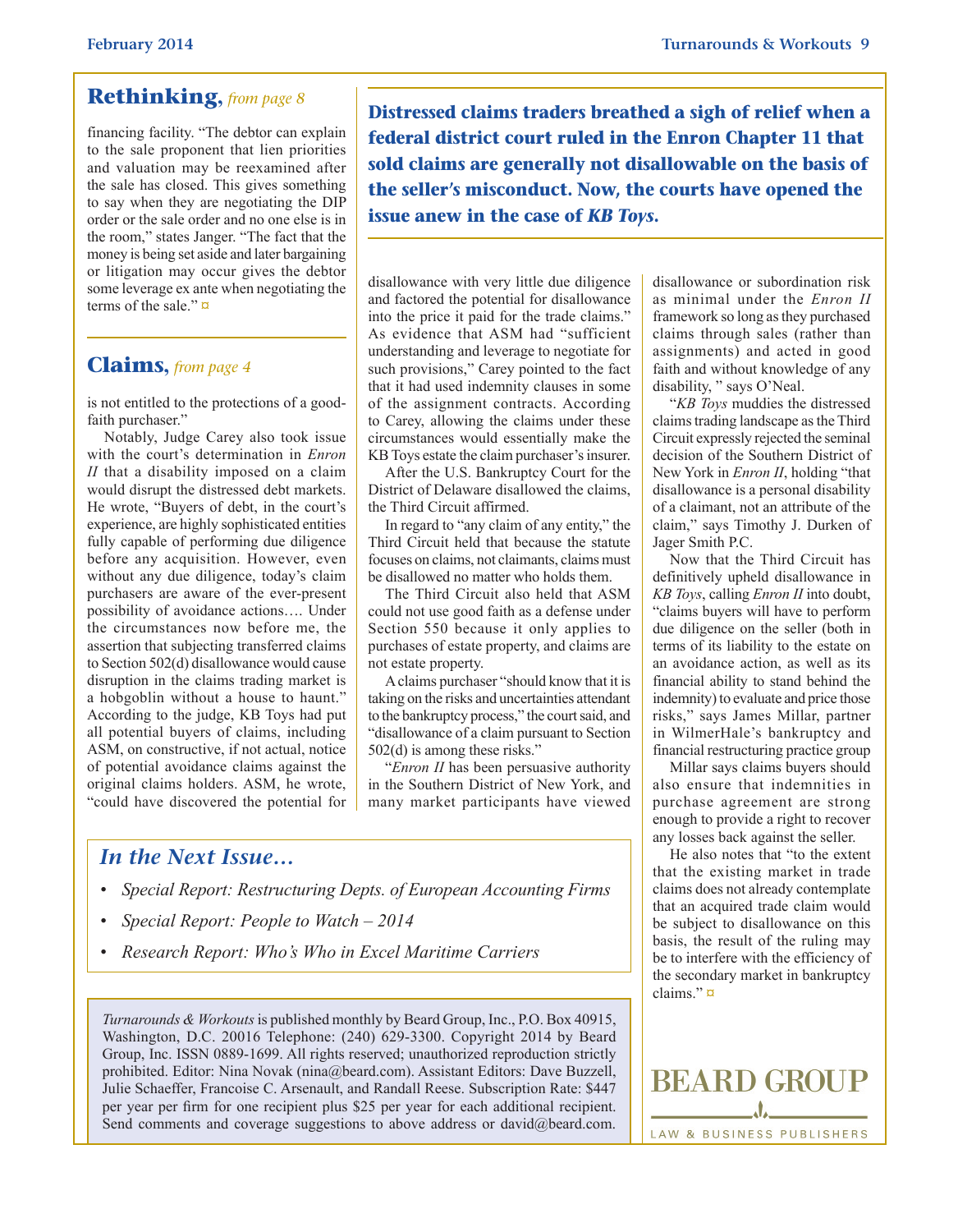## Rethinking, *from page 8*

financing facility. "The debtor can explain to the sale proponent that lien priorities and valuation may be reexamined after the sale has closed. This gives something to say when they are negotiating the DIP order or the sale order and no one else is in the room," states Janger. "The fact that the money is being set aside and later bargaining or litigation may occur gives the debtor some leverage ex ante when negotiating the terms of the sale." ¤

## Claims, *from page 4*

**Distressed claims traders breathed a sigh of relief when a federal district court ruled in the Enron Chapter 11 that sold claims are generally not disallowable on the basis of the seller's misconduct. Now, the courts have opened the issue anew in the case of *KB Toys*.**

is not entitled to the protections of a good-faith purchaser."

Notably, Judge Carey also took issue with the court's determination in *Enron II* that a disability imposed on a claim would disrupt the distressed debt markets. He wrote, "Buyers of debt, in the court's experience, are highly sophisticated entities fully capable of performing due diligence before any acquisition. However, even without any due diligence, today's claim purchasers are aware of the ever-present possibility of avoidance actions…. Under the circumstances now before me, the assertion that subjecting transferred claims to Section 502(d) disallowance would cause disruption in the claims trading market is a hobgoblin without a house to haunt." According to the judge, KB Toys had put all potential buyers of claims, including ASM, on constructive, if not actual, notice of potential avoidance claims against the original claims holders. ASM, he wrote, "could have discovered the potential for disallowance with very little due diligence and factored the potential for disallowance into the price it paid for the trade claims." As evidence that ASM had "sufficient understanding and leverage to negotiate for such provisions," Carey pointed to the fact that it had used indemnity clauses in some of the assignment contracts. According to Carey, allowing the claims under these circumstances would essentially make the KB Toys estate the claim purchaser's insurer.

After the U.S. Bankruptcy Court for the District of Delaware disallowed the claims, the Third Circuit affirmed.

In regard to "any claim of any entity," the Third Circuit held that because the statute focuses on claims, not claimants, claims must be disallowed no matter who holds them.

The Third Circuit also held that ASM could not use good faith as a defense under Section 550 because it only applies to purchases of estate property, and claims are not estate property.

A claims purchaser "should know that it is taking on the risks and uncertainties attendant to the bankruptcy process," the court said, and "disallowance of a claim pursuant to Section 502(d) is among these risks."

"*Enron II* has been persuasive authority in the Southern District of New York, and many market participants have viewed disallowance or subordination risk as minimal under the *Enron II* framework so long as they purchased claims through sales (rather than assignments) and acted in good faith and without knowledge of any disability, " says O'Neal.

"*KB Toys* muddies the distressed claims trading landscape as the Third Circuit expressly rejected the seminal decision of the Southern District of New York in *Enron II*, holding "that disallowance is a personal disability of a claimant, not an attribute of the claim," says Timothy J. Durken of Jager Smith P.C.

Now that the Third Circuit has definitively upheld disallowance in *KB Toys*, calling *Enron II* into doubt, "claims buyers will have to perform due diligence on the seller (both in terms of its liability to the estate on an avoidance action, as well as its financial ability to stand behind the indemnity) to evaluate and price those risks," says James Millar, partner in WilmerHale's bankruptcy and financial restructuring practice group

Millar says claims buyers should also ensure that indemnities in purchase agreement are strong enough to provide a right to recover any losses back against the seller.

He also notes that "to the extent that the existing market in trade claims does not already contemplate that an acquired trade claim would be subject to disallowance on this basis, the result of the ruling may be to interfere with the efficiency of the secondary market in bankruptcy claims." ¤

## *In the Next Issue…*

- *Special Report: Restructuring Depts. of European Accounting Firms*
- *Special Report: People to Watch – 2014*
- *Research Report: Who's Who in Excel Maritime Carriers*

*Turnarounds & Workouts* is published monthly by Beard Group, Inc., P.O. Box 40915, Washington, D.C. 20016 Telephone: (240) 629-3300. Copyright 2014 by Beard Group, Inc. ISSN 0889-1699. All rights reserved; unauthorized reproduction strictly prohibited. Editor: Nina Novak (nina@beard.com). Assistant Editors: Dave Buzzell, Julie Schaeffer, Francoise C. Arsenault, and Randall Reese. Subscription Rate: $447 per year per firm for one recipient plus $25 per year for each additional recipient. Send comments and coverage suggestions to above address or david@beard.com.

BEARD GROUP

LAW & BUSINESS PUBLISHERS